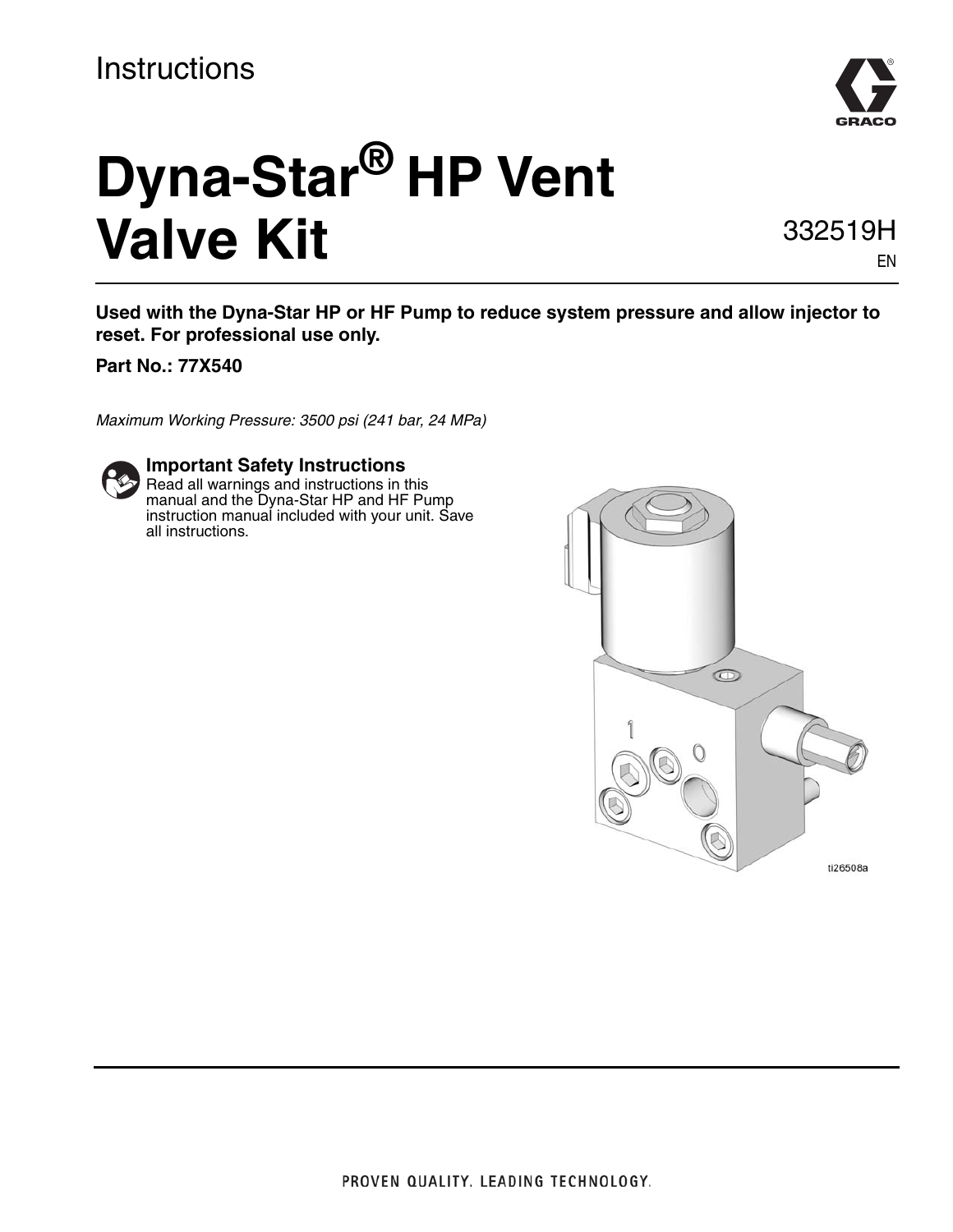Instructions

# Dyna-Star® HP Vent Valve Kit

332519H

EN

**Used with the Dyna-Star HP or HF Pump to reduce system pressure and allow injector to reset. For professional use only.**

**Part No.: 77X540**

*Maximum Working Pressure: 3500 psi (241 bar, 24 MPa)*

**Important Safety Instructions**

Read all warnings and instructions in this manual and the Dyna-Star HP and HF Pump instruction manual included with your unit. Save all instructions.

ti26508a

PROVEN QUALITY. LEADING TECHNOLOGY.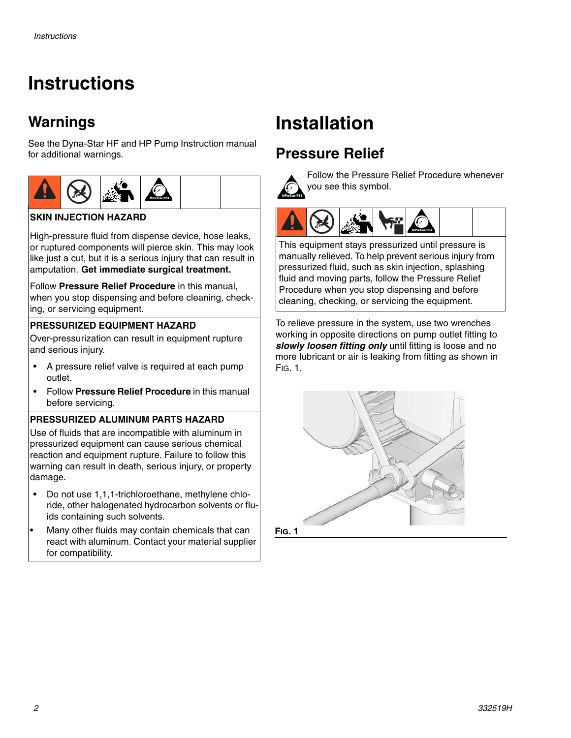# Instructions

## Warnings

See the Dyna-Star HF and HP Pump Instruction manual for additional warnings.

**SKIN INJECTION HAZARD**

High-pressure fluid from dispense device, hose leaks, or ruptured components will pierce skin. This may look like just a cut, but it is a serious injury that can result in amputation. **Get immediate surgical treatment.**

Follow **Pressure Relief Procedure** in this manual, when you stop dispensing and before cleaning, checking, or servicing equipment.

**PRESSURIZED EQUIPMENT HAZARD**

Over-pressurization can result in equipment rupture and serious injury.

- A pressure relief valve is required at each pump outlet.
- Follow **Pressure Relief Procedure** in this manual before servicing.

**PRESSURIZED ALUMINUM PARTS HAZARD**

Use of fluids that are incompatible with aluminum in pressurized equipment can cause serious chemical reaction and equipment rupture. Failure to follow this warning can result in death, serious injury, or property damage.

- Do not use 1,1,1-trichloroethane, methylene chloride, other halogenated hydrocarbon solvents or fluids containing such solvents.
- Many other fluids may contain chemicals that can react with aluminum. Contact your material supplier for compatibility.

# Installation

## Pressure Relief

Follow the Pressure Relief Procedure whenever you see this symbol.

This equipment stays pressurized until pressure is manually relieved. To help prevent serious injury from pressurized fluid, such as skin injection, splashing fluid and moving parts, follow the Pressure Relief Procedure when you stop dispensing and before cleaning, checking, or servicing the equipment.

To relieve pressure in the system, use two wrenches working in opposite directions on pump outlet fitting to ***slowly loosen fitting only*** until fitting is loose and no more lubricant or air is leaking from fitting as shown in FIG. 1.

**FIG. 1**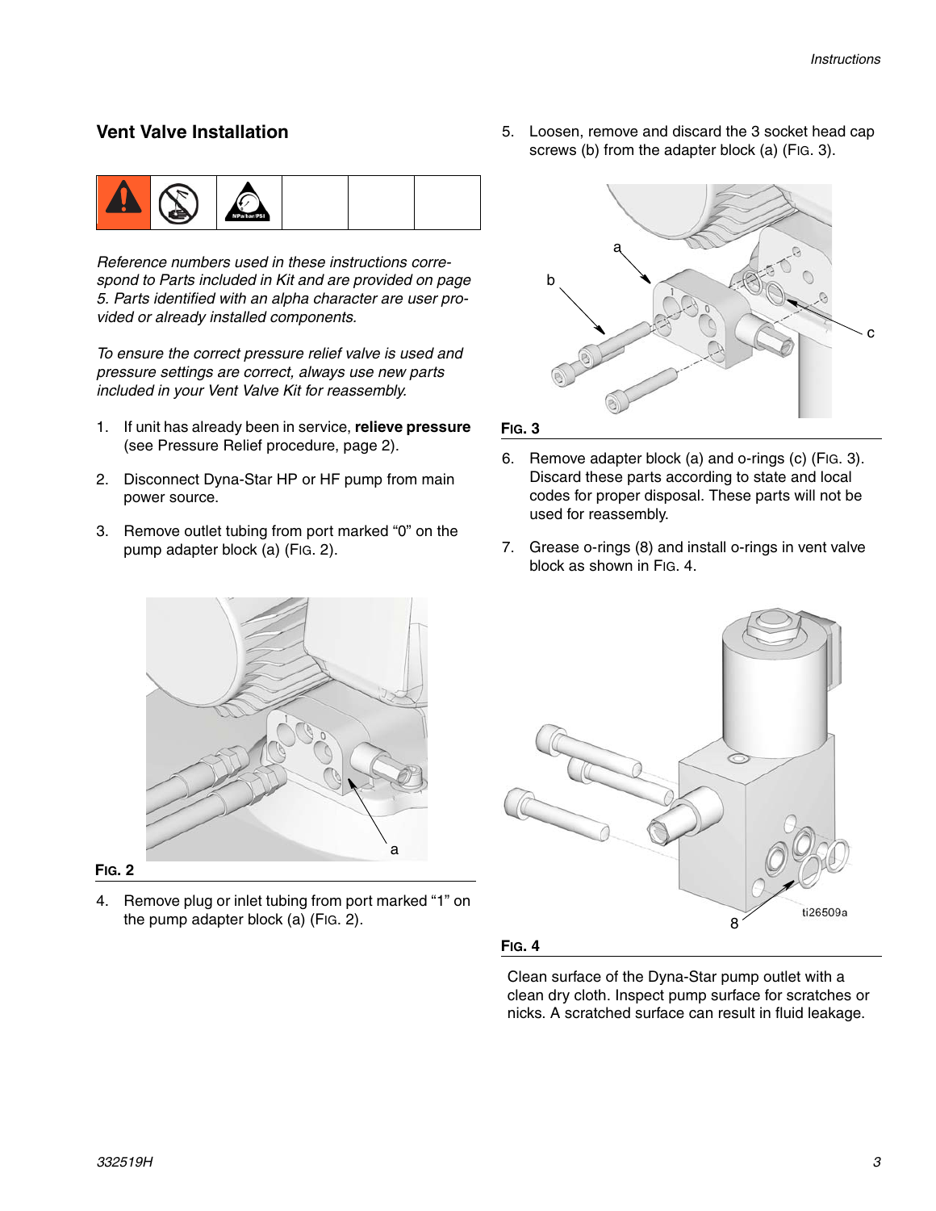## Vent Valve Installation

*Reference numbers used in these instructions correspond to Parts included in Kit and are provided on page 5. Parts identified with an alpha character are user provided or already installed components.*

*To ensure the correct pressure relief valve is used and pressure settings are correct, always use new parts included in your Vent Valve Kit for reassembly.*

1. If unit has already been in service, **relieve pressure** (see Pressure Relief procedure, page 2).
2. Disconnect Dyna-Star HP or HF pump from main power source.
3. Remove outlet tubing from port marked “0” on the pump adapter block (a) (FIG. 2).

**FIG. 2**

4. Remove plug or inlet tubing from port marked “1” on the pump adapter block (a) (FIG. 2).
5. Loosen, remove and discard the 3 socket head cap screws (b) from the adapter block (a) (FIG. 3).

**FIG. 3**

6. Remove adapter block (a) and o-rings (c) (FIG. 3). Discard these parts according to state and local codes for proper disposal. These parts will not be used for reassembly.
7. Grease o-rings (8) and install o-rings in vent valve block as shown in FIG. 4.

**FIG. 4**

Clean surface of the Dyna-Star pump outlet with a clean dry cloth. Inspect pump surface for scratches or nicks. A scratched surface can result in fluid leakage.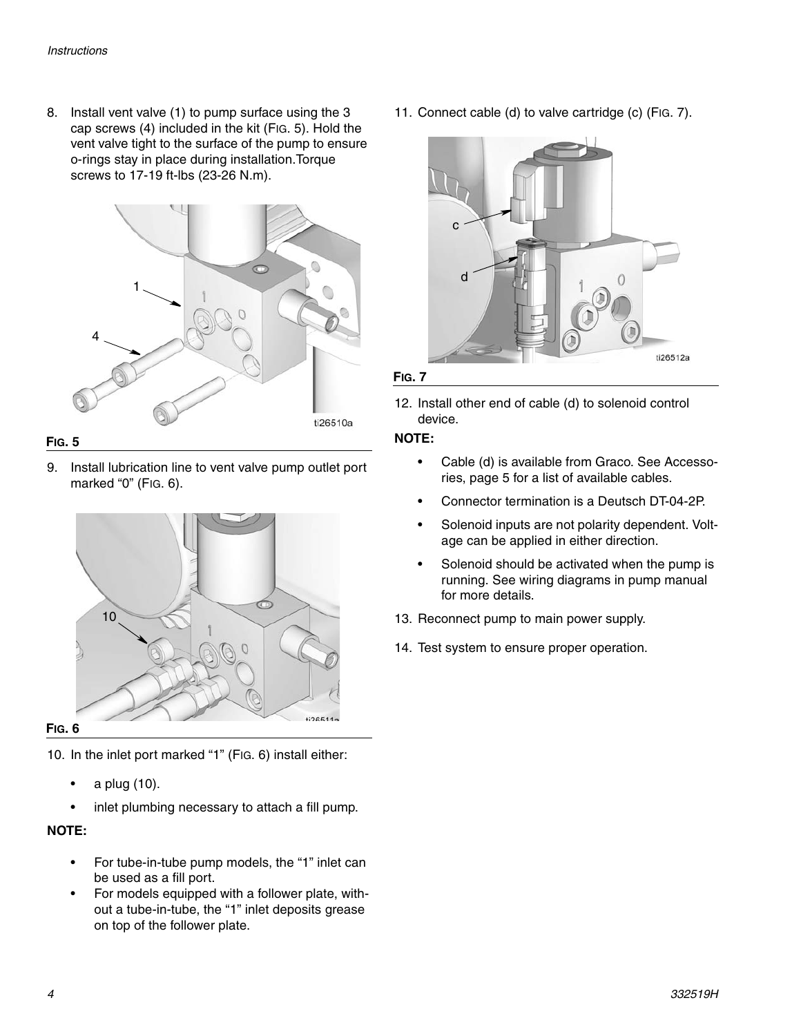8. Install vent valve (1) to pump surface using the 3 cap screws (4) included in the kit (FIG. 5). Hold the vent valve tight to the surface of the pump to ensure o-rings stay in place during installation.Torque screws to 17-19 ft-lbs (23-26 N.m).

**FIG. 5**

9. Install lubrication line to vent valve pump outlet port marked "0" (FIG. 6).

**FIG. 6**

10. In the inlet port marked "1" (FIG. 6) install either:
    - a plug (10).
    - inlet plumbing necessary to attach a fill pump.

**NOTE:**

- For tube-in-tube pump models, the "1" inlet can be used as a fill port.
- For models equipped with a follower plate, without a tube-in-tube, the "1" inlet deposits grease on top of the follower plate.

11. Connect cable (d) to valve cartridge (c) (FIG. 7).

**FIG. 7**

12. Install other end of cable (d) to solenoid control device.

**NOTE:**

- Cable (d) is available from Graco. See Accessories, page 5 for a list of available cables.
- Connector termination is a Deutsch DT-04-2P.
- Solenoid inputs are not polarity dependent. Voltage can be applied in either direction.
- Solenoid should be activated when the pump is running. See wiring diagrams in pump manual for more details.

13. Reconnect pump to main power supply.
14. Test system to ensure proper operation.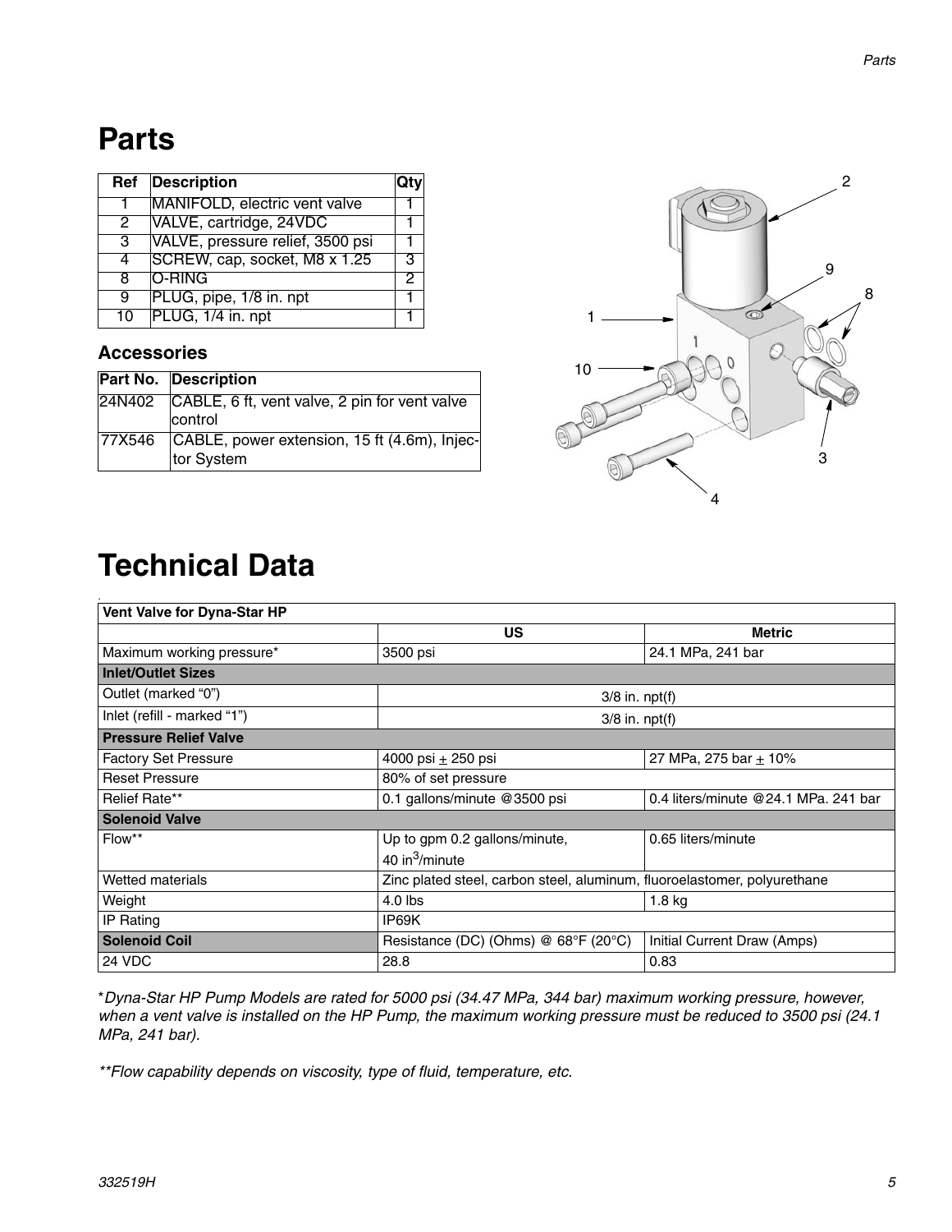# Parts

| Ref | Description | Qty |
|---|---|---|
| 1 | MANIFOLD, electric vent valve | 1 |
| 2 | VALVE, cartridge, 24VDC | 1 |
| 3 | VALVE, pressure relief, 3500 psi | 1 |
| 4 | SCREW, cap, socket, M8 x 1.25 | 3 |
| 8 | O-RING | 2 |
| 9 | PLUG, pipe, 1/8 in. npt | 1 |
| 10 | PLUG, 1/4 in. npt | 1 |

## Accessories

| Part No. | Description |
|---|---|
| 24N402 | CABLE, 6 ft, vent valve, 2 pin for vent valve control |
| 77X546 | CABLE, power extension, 15 ft (4.6m), Injector System |

# Technical Data

| Vent Valve for Dyna-Star HP | | |
|---|---|---|
| | **US** | **Metric** |
| Maximum working pressure* | 3500 psi | 24.1 MPa, 241 bar |
| **Inlet/Outlet Sizes** | | |
| Outlet (marked “0”) | 3/8 in. npt(f) | |
| Inlet (refill - marked “1”) | 3/8 in. npt(f) | |
| **Pressure Relief Valve** | | |
| Factory Set Pressure | 4000 psi ± 250 psi | 27 MPa, 275 bar ± 10% |
| Reset Pressure | 80% of set pressure | |
| Relief Rate** | 0.1 gallons/minute @3500 psi | 0.4 liters/minute @24.1 MPa. 241 bar |
| **Solenoid Valve** | | |
| Flow** | Up to gpm 0.2 gallons/minute, 40 $in^3$/minute | 0.65 liters/minute |
| Wetted materials | Zinc plated steel, carbon steel, aluminum, fluoroelastomer, polyurethane | |
| Weight | 4.0 lbs | 1.8 kg |
| IP Rating | IP69K | |
| **Solenoid Coil** | Resistance (DC) (Ohms) @ 68°F (20°C) | Initial Current Draw (Amps) |
| 24 VDC | 28.8 | 0.83 |

**Dyna-Star HP Pump Models are rated for 5000 psi (34.47 MPa, 344 bar) maximum working pressure, however, when a vent valve is installed on the HP Pump, the maximum working pressure must be reduced to 3500 psi (24.1 MPa, 241 bar).*

***Flow capability depends on viscosity, type of fluid, temperature, etc.*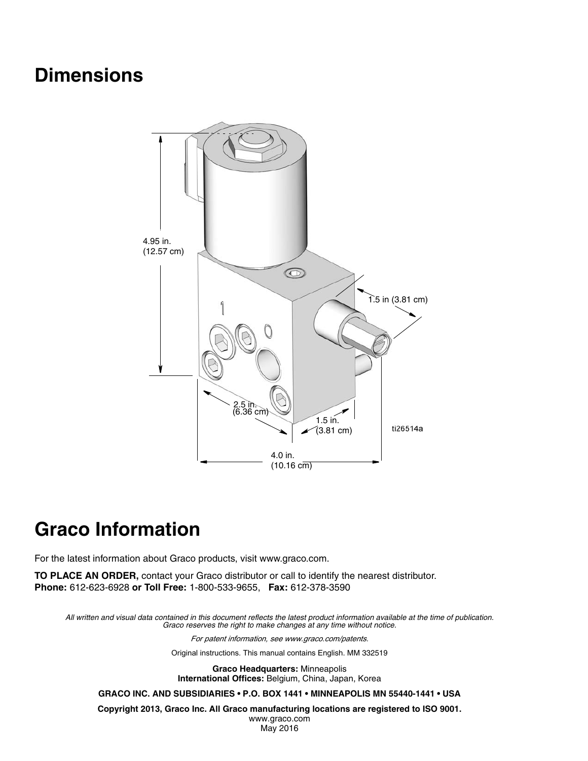# Dimensions

4.95 in.
(12.57 cm)

1.5 in (3.81 cm)

2.5 in.
(6.36 cm)

1.5 in.
(3.81 cm)

4.0 in.
(10.16 cm)

ti26514a

# Graco Information

For the latest information about Graco products, visit www.graco.com.

**TO PLACE AN ORDER,** contact your Graco distributor or call to identify the nearest distributor.
**Phone:** 612-623-6928 **or Toll Free:** 1-800-533-9655, **Fax:** 612-378-3590

*All written and visual data contained in this document reflects the latest product information available at the time of publication. Graco reserves the right to make changes at any time without notice.*

*For patent information, see www.graco.com/patents.*

Original instructions. This manual contains English. MM 332519

**Graco Headquarters:** Minneapolis
**International Offices:** Belgium, China, Japan, Korea

**GRACO INC. AND SUBSIDIARIES • P.O. BOX 1441 • MINNEAPOLIS MN 55440-1441 • USA**

**Copyright 2013, Graco Inc. All Graco manufacturing locations are registered to ISO 9001.**
www.graco.com
May 2016